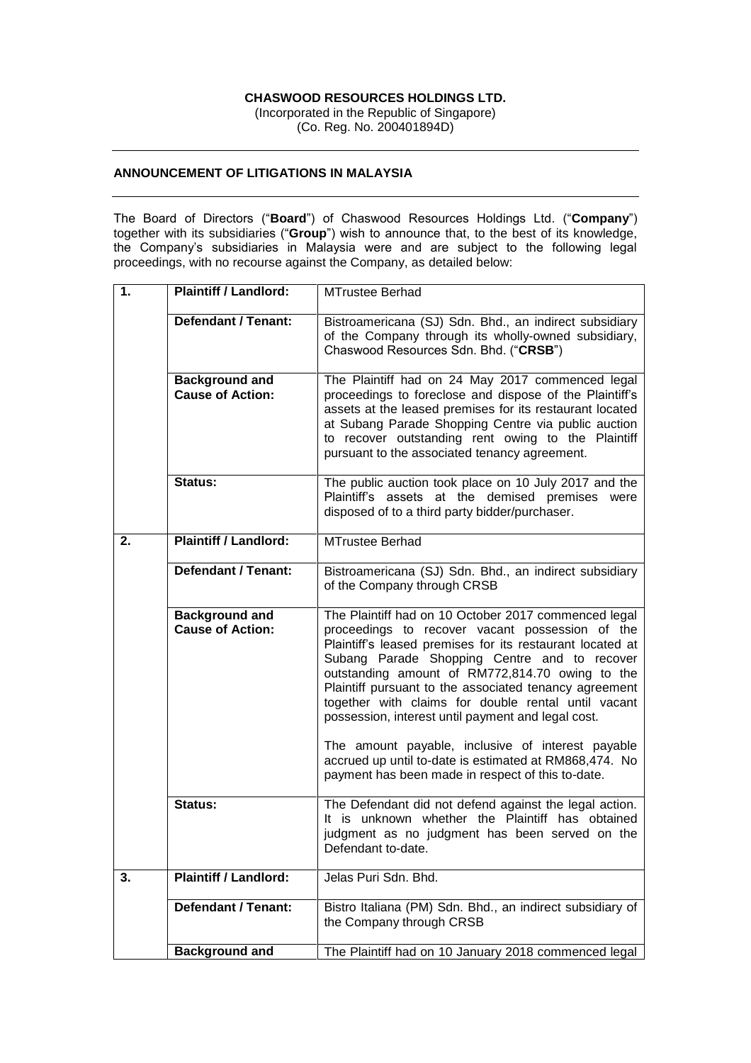**CHASWOOD RESOURCES HOLDINGS LTD.**
(Incorporated in the Republic of Singapore)
(Co. Reg. No. 200401894D)

---

**ANNOUNCEMENT OF LITIGATIONS IN MALAYSIA**

---

The Board of Directors ("**Board**") of Chaswood Resources Holdings Ltd. ("**Company**") together with its subsidiaries ("**Group**") wish to announce that, to the best of its knowledge, the Company's subsidiaries in Malaysia were and are subject to the following legal proceedings, with no recourse against the Company, as detailed below:

| | | |
|---|---|---|
| **1.** | **Plaintiff / Landlord:** | MTrustee Berhad |
| | **Defendant / Tenant:** | Bistroamericana (SJ) Sdn. Bhd., an indirect subsidiary of the Company through its wholly-owned subsidiary, Chaswood Resources Sdn. Bhd. ("**CRSB**") |
| | **Background and Cause of Action:** | The Plaintiff had on 24 May 2017 commenced legal proceedings to foreclose and dispose of the Plaintiff's assets at the leased premises for its restaurant located at Subang Parade Shopping Centre via public auction to recover outstanding rent owing to the Plaintiff pursuant to the associated tenancy agreement. |
| | **Status:** | The public auction took place on 10 July 2017 and the Plaintiff's assets at the demised premises were disposed of to a third party bidder/purchaser. |
| **2.** | **Plaintiff / Landlord:** | MTrustee Berhad |
| | **Defendant / Tenant:** | Bistroamericana (SJ) Sdn. Bhd., an indirect subsidiary of the Company through CRSB |
| | **Background and Cause of Action:** | The Plaintiff had on 10 October 2017 commenced legal proceedings to recover vacant possession of the Plaintiff's leased premises for its restaurant located at Subang Parade Shopping Centre and to recover outstanding amount of RM772,814.70 owing to the Plaintiff pursuant to the associated tenancy agreement together with claims for double rental until vacant possession, interest until payment and legal cost.<br><br>The amount payable, inclusive of interest payable accrued up until to-date is estimated at RM868,474. No payment has been made in respect of this to-date. |
| | **Status:** | The Defendant did not defend against the legal action. It is unknown whether the Plaintiff has obtained judgment as no judgment has been served on the Defendant to-date. |
| **3.** | **Plaintiff / Landlord:** | Jelas Puri Sdn. Bhd. |
| | **Defendant / Tenant:** | Bistro Italiana (PM) Sdn. Bhd., an indirect subsidiary of the Company through CRSB |
| | **Background and** | The Plaintiff had on 10 January 2018 commenced legal |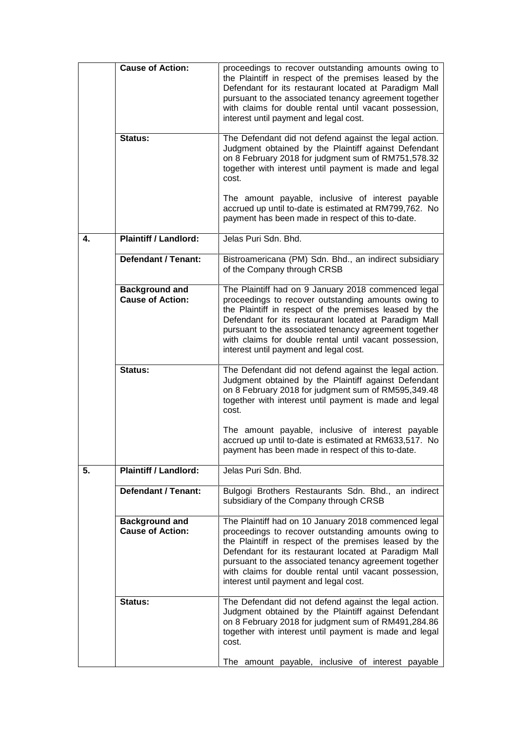|  |  |  |
|---|---|---|
|  | **Cause of Action:** | proceedings to recover outstanding amounts owing to the Plaintiff in respect of the premises leased by the Defendant for its restaurant located at Paradigm Mall pursuant to the associated tenancy agreement together with claims for double rental until vacant possession, interest until payment and legal cost. |
|  | **Status:** | The Defendant did not defend against the legal action. Judgment obtained by the Plaintiff against Defendant on 8 February 2018 for judgment sum of RM751,578.32 together with interest until payment is made and legal cost.<br><br>The amount payable, inclusive of interest payable accrued up until to-date is estimated at RM799,762. No payment has been made in respect of this to-date. |
| **4.** | **Plaintiff / Landlord:** | Jelas Puri Sdn. Bhd. |
|  | **Defendant / Tenant:** | Bistroamericana (PM) Sdn. Bhd., an indirect subsidiary of the Company through CRSB |
|  | **Background and Cause of Action:** | The Plaintiff had on 9 January 2018 commenced legal proceedings to recover outstanding amounts owing to the Plaintiff in respect of the premises leased by the Defendant for its restaurant located at Paradigm Mall pursuant to the associated tenancy agreement together with claims for double rental until vacant possession, interest until payment and legal cost. |
|  | **Status:** | The Defendant did not defend against the legal action. Judgment obtained by the Plaintiff against Defendant on 8 February 2018 for judgment sum of RM595,349.48 together with interest until payment is made and legal cost.<br><br>The amount payable, inclusive of interest payable accrued up until to-date is estimated at RM633,517. No payment has been made in respect of this to-date. |
| **5.** | **Plaintiff / Landlord:** | Jelas Puri Sdn. Bhd. |
|  | **Defendant / Tenant:** | Bulgogi Brothers Restaurants Sdn. Bhd., an indirect subsidiary of the Company through CRSB |
|  | **Background and Cause of Action:** | The Plaintiff had on 10 January 2018 commenced legal proceedings to recover outstanding amounts owing to the Plaintiff in respect of the premises leased by the Defendant for its restaurant located at Paradigm Mall pursuant to the associated tenancy agreement together with claims for double rental until vacant possession, interest until payment and legal cost. |
|  | **Status:** | The Defendant did not defend against the legal action. Judgment obtained by the Plaintiff against Defendant on 8 February 2018 for judgment sum of RM491,284.86 together with interest until payment is made and legal cost.<br><br>The amount payable, inclusive of interest payable |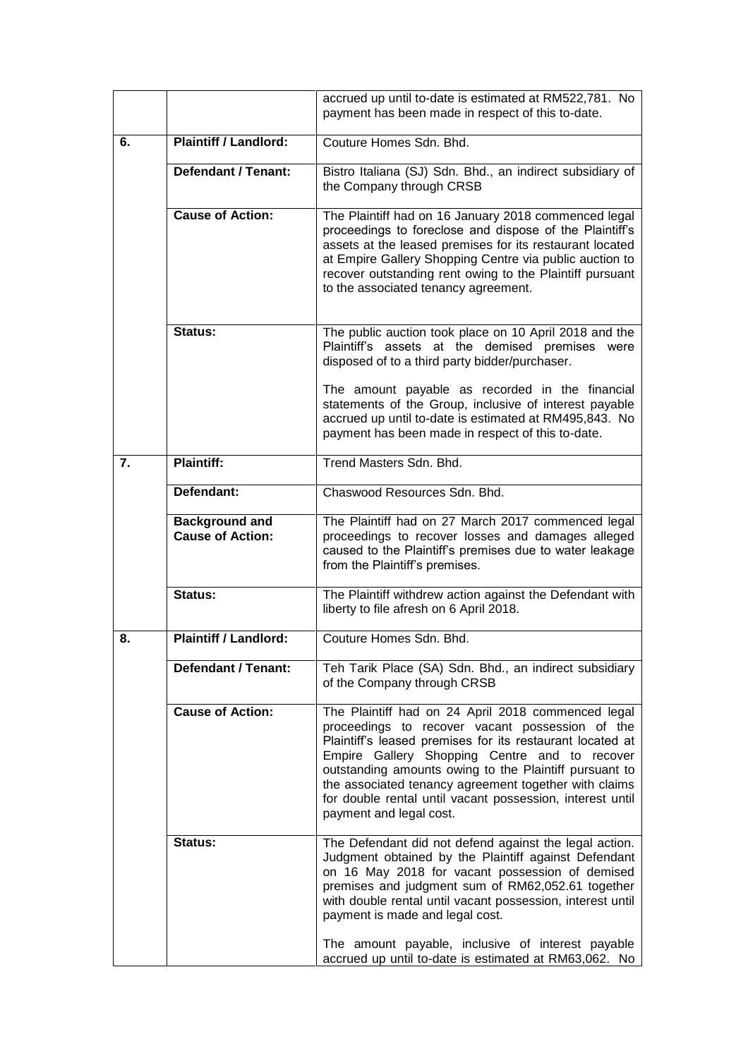|  |  |  |
| --- | --- | --- |
|  |  | accrued up until to-date is estimated at RM522,781. No payment has been made in respect of this to-date. |
| **6.** | **Plaintiff / Landlord:** | Couture Homes Sdn. Bhd. |
|  | **Defendant / Tenant:** | Bistro Italiana (SJ) Sdn. Bhd., an indirect subsidiary of the Company through CRSB |
|  | **Cause of Action:** | The Plaintiff had on 16 January 2018 commenced legal proceedings to foreclose and dispose of the Plaintiff's assets at the leased premises for its restaurant located at Empire Gallery Shopping Centre via public auction to recover outstanding rent owing to the Plaintiff pursuant to the associated tenancy agreement. |
|  | **Status:** | The public auction took place on 10 April 2018 and the Plaintiff's assets at the demised premises were disposed of to a third party bidder/purchaser.<br><br>The amount payable as recorded in the financial statements of the Group, inclusive of interest payable accrued up until to-date is estimated at RM495,843. No payment has been made in respect of this to-date. |
| **7.** | **Plaintiff:** | Trend Masters Sdn. Bhd. |
|  | **Defendant:** | Chaswood Resources Sdn. Bhd. |
|  | **Background and Cause of Action:** | The Plaintiff had on 27 March 2017 commenced legal proceedings to recover losses and damages alleged caused to the Plaintiff's premises due to water leakage from the Plaintiff's premises. |
|  | **Status:** | The Plaintiff withdrew action against the Defendant with liberty to file afresh on 6 April 2018. |
| **8.** | **Plaintiff / Landlord:** | Couture Homes Sdn. Bhd. |
|  | **Defendant / Tenant:** | Teh Tarik Place (SA) Sdn. Bhd., an indirect subsidiary of the Company through CRSB |
|  | **Cause of Action:** | The Plaintiff had on 24 April 2018 commenced legal proceedings to recover vacant possession of the Plaintiff's leased premises for its restaurant located at Empire Gallery Shopping Centre and to recover outstanding amounts owing to the Plaintiff pursuant to the associated tenancy agreement together with claims for double rental until vacant possession, interest until payment and legal cost. |
|  | **Status:** | The Defendant did not defend against the legal action. Judgment obtained by the Plaintiff against Defendant on 16 May 2018 for vacant possession of demised premises and judgment sum of RM62,052.61 together with double rental until vacant possession, interest until payment is made and legal cost.<br><br>The amount payable, inclusive of interest payable accrued up until to-date is estimated at RM63,062. No |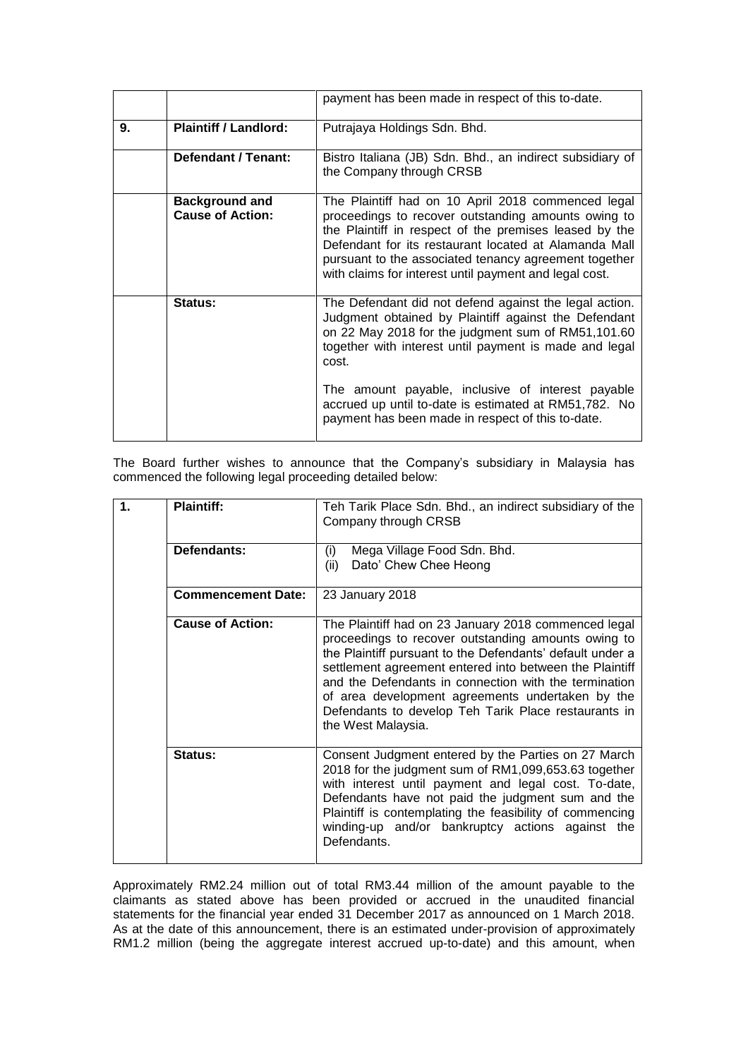| | | payment has been made in respect of this to-date. |
|---|---|---|
| **9.** | **Plaintiff / Landlord:** | Putrajaya Holdings Sdn. Bhd. |
| | **Defendant / Tenant:** | Bistro Italiana (JB) Sdn. Bhd., an indirect subsidiary of the Company through CRSB |
| | **Background and Cause of Action:** | The Plaintiff had on 10 April 2018 commenced legal proceedings to recover outstanding amounts owing to the Plaintiff in respect of the premises leased by the Defendant for its restaurant located at Alamanda Mall pursuant to the associated tenancy agreement together with claims for interest until payment and legal cost. |
| | **Status:** | The Defendant did not defend against the legal action. Judgment obtained by Plaintiff against the Defendant on 22 May 2018 for the judgment sum of RM51,101.60 together with interest until payment is made and legal cost.<br><br>The amount payable, inclusive of interest payable accrued up until to-date is estimated at RM51,782. No payment has been made in respect of this to-date. |

The Board further wishes to announce that the Company's subsidiary in Malaysia has commenced the following legal proceeding detailed below:

| **1.** | **Plaintiff:** | Teh Tarik Place Sdn. Bhd., an indirect subsidiary of the Company through CRSB |
|---|---|---|
| | **Defendants:** | (i) Mega Village Food Sdn. Bhd.<br>(ii) Dato' Chew Chee Heong |
| | **Commencement Date:** | 23 January 2018 |
| | **Cause of Action:** | The Plaintiff had on 23 January 2018 commenced legal proceedings to recover outstanding amounts owing to the Plaintiff pursuant to the Defendants' default under a settlement agreement entered into between the Plaintiff and the Defendants in connection with the termination of area development agreements undertaken by the Defendants to develop Teh Tarik Place restaurants in the West Malaysia. |
| | **Status:** | Consent Judgment entered by the Parties on 27 March 2018 for the judgment sum of RM1,099,653.63 together with interest until payment and legal cost. To-date, Defendants have not paid the judgment sum and the Plaintiff is contemplating the feasibility of commencing winding-up and/or bankruptcy actions against the Defendants. |

Approximately RM2.24 million out of total RM3.44 million of the amount payable to the claimants as stated above has been provided or accrued in the unaudited financial statements for the financial year ended 31 December 2017 as announced on 1 March 2018. As at the date of this announcement, there is an estimated under-provision of approximately RM1.2 million (being the aggregate interest accrued up-to-date) and this amount, when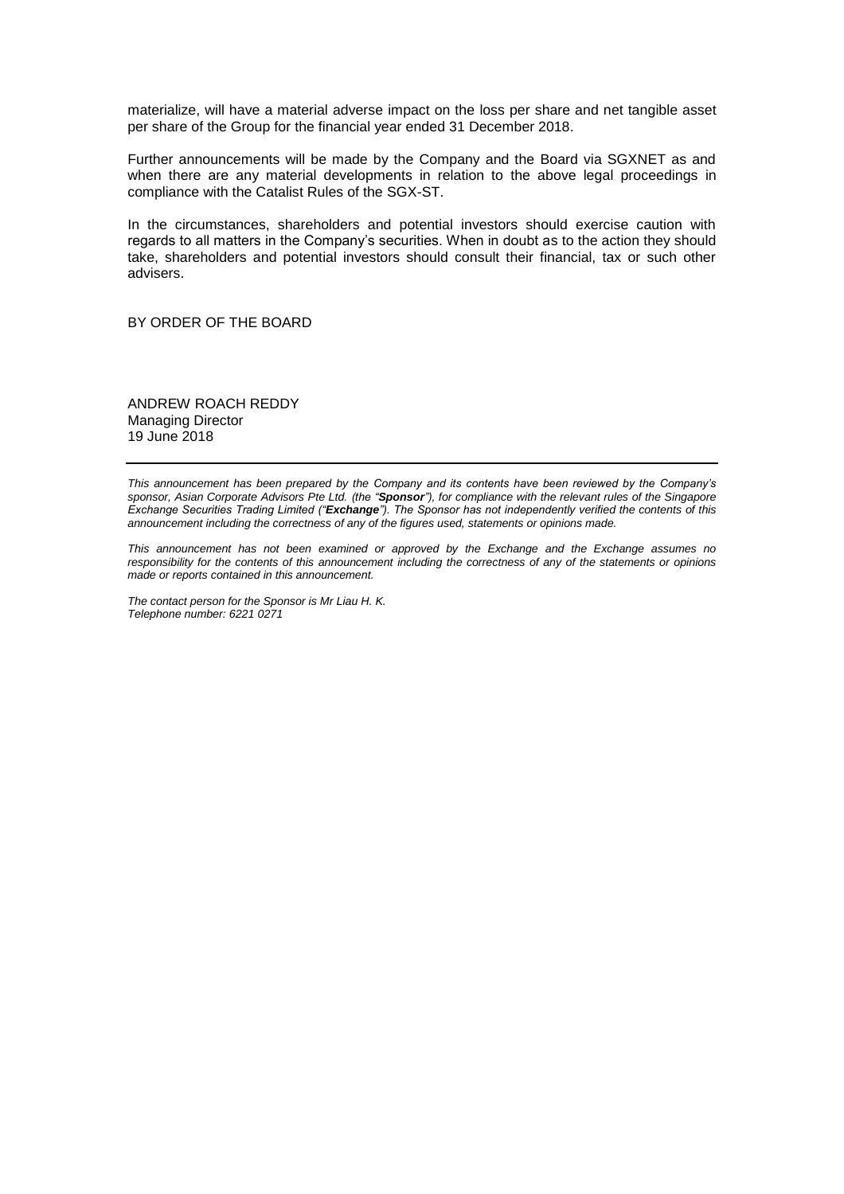materialize, will have a material adverse impact on the loss per share and net tangible asset per share of the Group for the financial year ended 31 December 2018.

Further announcements will be made by the Company and the Board via SGXNET as and when there are any material developments in relation to the above legal proceedings in compliance with the Catalist Rules of the SGX-ST.

In the circumstances, shareholders and potential investors should exercise caution with regards to all matters in the Company's securities. When in doubt as to the action they should take, shareholders and potential investors should consult their financial, tax or such other advisers.

BY ORDER OF THE BOARD

ANDREW ROACH REDDY
Managing Director
19 June 2018

---

*This announcement has been prepared by the Company and its contents have been reviewed by the Company's sponsor, Asian Corporate Advisors Pte Ltd. (the "**Sponsor**"), for compliance with the relevant rules of the Singapore Exchange Securities Trading Limited ("**Exchange**"). The Sponsor has not independently verified the contents of this announcement including the correctness of any of the figures used, statements or opinions made.*

*This announcement has not been examined or approved by the Exchange and the Exchange assumes no responsibility for the contents of this announcement including the correctness of any of the statements or opinions made or reports contained in this announcement.*

*The contact person for the Sponsor is Mr Liau H. K.*
*Telephone number: 6221 0271*